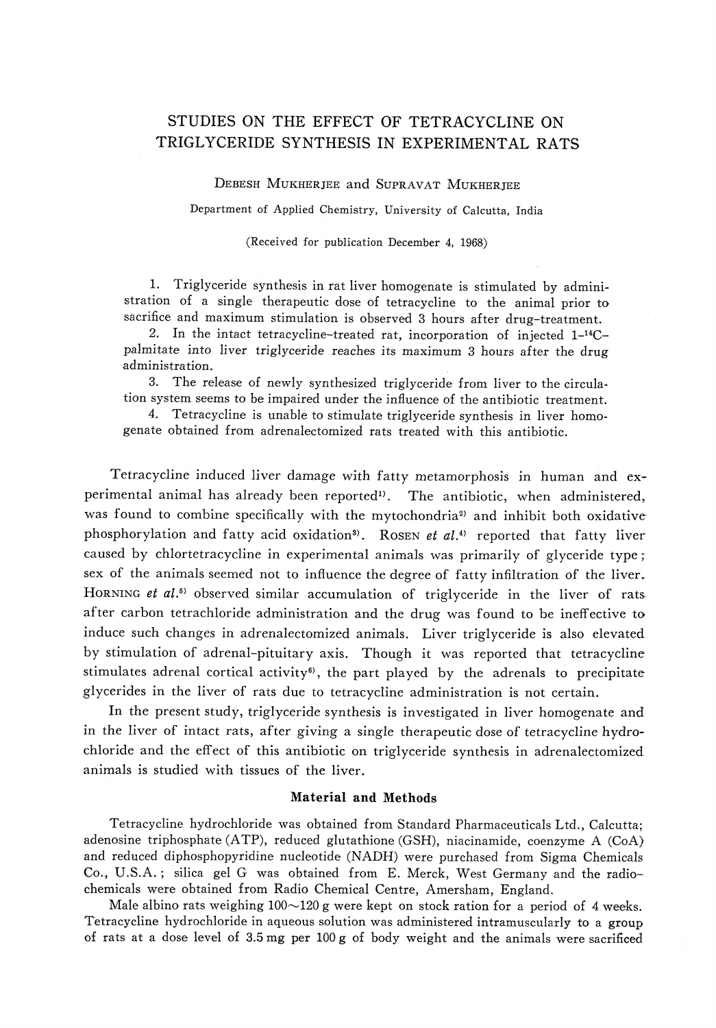# STUDIES ON THE EFFECT OF TETRACYCLINE ON TRIGLYCERIDE SYNTHESIS IN EXPERIMENTAL RATS

DEBESH MUKHERJEE and SUPRAVAT MUKHERJEE

Department of Applied Chemistry, University of Calcutta, India

(Received for publication December 4, 1968)

1. Triglyceride synthesis in rat liver homogenate is stimulated by administration of a single therapeutic dose of tetracycline to the animal prior to sacrifice and maximum stimulation is observed 3 hours after drug-treatment.
2. In the intact tetracycline-treated rat, incorporation of injected 1-$^{14}$C-palmitate into liver triglyceride reaches its maximum 3 hours after the drug administration.
3. The release of newly synthesized triglyceride from liver to the circulation system seems to be impaired under the influence of the antibiotic treatment.
4. Tetracycline is unable to stimulate triglyceride synthesis in liver homogenate obtained from adrenalectomized rats treated with this antibiotic.

Tetracycline induced liver damage with fatty metamorphosis in human and experimental animal has already been reported[1]. The antibiotic, when administered, was found to combine specifically with the mytochondria[2] and inhibit both oxidative phosphorylation and fatty acid oxidation[3]. ROSEN *et al.*[4] reported that fatty liver caused by chlortetracycline in experimental animals was primarily of glyceride type; sex of the animals seemed not to influence the degree of fatty infiltration of the liver. HORNING *et al.*[5] observed similar accumulation of triglyceride in the liver of rats after carbon tetrachloride administration and the drug was found to be ineffective to induce such changes in adrenalectomized animals. Liver triglyceride is also elevated by stimulation of adrenal-pituitary axis. Though it was reported that tetracycline stimulates adrenal cortical activity[6], the part played by the adrenals to precipitate glycerides in the liver of rats due to tetracycline administration is not certain.

In the present study, triglyceride synthesis is investigated in liver homogenate and in the liver of intact rats, after giving a single therapeutic dose of tetracycline hydrochloride and the effect of this antibiotic on triglyceride synthesis in adrenalectomized animals is studied with tissues of the liver.

## Material and Methods

Tetracycline hydrochloride was obtained from Standard Pharmaceuticals Ltd., Calcutta; adenosine triphosphate (ATP), reduced glutathione (GSH), niacinamide, coenzyme A (CoA) and reduced diphosphopyridine nucleotide (NADH) were purchased from Sigma Chemicals Co., U.S.A.; silica gel G was obtained from E. Merck, West Germany and the radiochemicals were obtained from Radio Chemical Centre, Amersham, England.

Male albino rats weighing 100~120 g were kept on stock ration for a period of 4 weeks. Tetracycline hydrochloride in aqueous solution was administered intramuscularly to a group of rats at a dose level of 3.5 mg per 100 g of body weight and the animals were sacrificed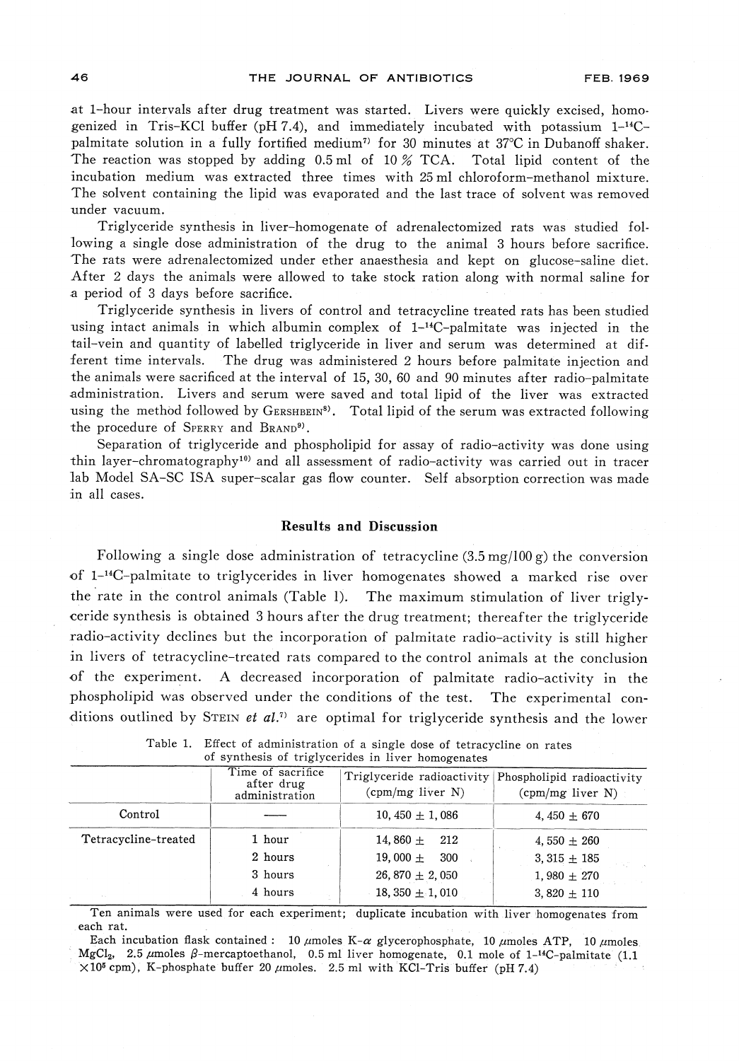at 1-hour intervals after drug treatment was started. Livers were quickly excised, homogenized in Tris-KCl buffer (pH 7.4), and immediately incubated with potassium 1-$^{14}$C-palmitate solution in a fully fortified medium[7] for 30 minutes at 37°C in Dubanoff shaker. The reaction was stopped by adding 0.5 ml of 10 % TCA. Total lipid content of the incubation medium was extracted three times with 25 ml chloroform-methanol mixture. The solvent containing the lipid was evaporated and the last trace of solvent was removed under vacuum.

Triglyceride synthesis in liver-homogenate of adrenalectomized rats was studied following a single dose administration of the drug to the animal 3 hours before sacrifice. The rats were adrenalectomized under ether anaesthesia and kept on glucose-saline diet. After 2 days the animals were allowed to take stock ration along with normal saline for a period of 3 days before sacrifice.

Triglyceride synthesis in livers of control and tetracycline treated rats has been studied using intact animals in which albumin complex of 1-$^{14}$C-palmitate was injected in the tail-vein and quantity of labelled triglyceride in liver and serum was determined at different time intervals. The drug was administered 2 hours before palmitate injection and the animals were sacrificed at the interval of 15, 30, 60 and 90 minutes after radio-palmitate administration. Livers and serum were saved and total lipid of the liver was extracted using the method followed by GERSHBEIN[8]. Total lipid of the serum was extracted following the procedure of SPERRY and BRAND[9].

Separation of triglyceride and phospholipid for assay of radio-activity was done using thin layer-chromatography[10] and all assessment of radio-activity was carried out in tracer lab Model SA-SC ISA super-scalar gas flow counter. Self absorption correction was made in all cases.

## Results and Discussion

Following a single dose administration of tetracycline (3.5 mg/100 g) the conversion of 1-$^{14}$C-palmitate to triglycerides in liver homogenates showed a marked rise over the rate in the control animals (Table 1). The maximum stimulation of liver triglyceride synthesis is obtained 3 hours after the drug treatment; thereafter the triglyceride radio-activity declines but the incorporation of palmitate radio-activity is still higher in livers of tetracycline-treated rats compared to the control animals at the conclusion of the experiment. A decreased incorporation of palmitate radio-activity in the phospholipid was observed under the conditions of the test. The experimental conditions outlined by STEIN *et al.*[7] are optimal for triglyceride synthesis and the lower

Table 1. Effect of administration of a single dose of tetracycline on rates of synthesis of triglycerides in liver homogenates

| | Time of sacrifice after drug administration | Triglyceride radioactivity (cpm/mg liver N) | Phospholipid radioactivity (cpm/mg liver N) |
|---|---|---|---|
| Control | — | 10, 450 ± 1, 086 | 4, 450 ± 670 |
| Tetracycline-treated | 1 hour | 14, 860 ± 212 | 4, 550 ± 260 |
| | 2 hours | 19, 000 ± 300 | 3, 315 ± 185 |
| | 3 hours | 26, 870 ± 2, 050 | 1, 980 ± 270 |
| | 4 hours | 18, 350 ± 1, 010 | 3, 820 ± 110 |

Ten animals were used for each experiment; duplicate incubation with liver homogenates from each rat.

Each incubation flask contained : 10 $\mu$moles K-$\alpha$ glycerophosphate, 10 $\mu$moles ATP, 10 $\mu$moles $MgCl_2$, 2.5 $\mu$moles $\beta$-mercaptoethanol, 0.5 ml liver homogenate, 0.1 mole of 1-$^{14}$C-palmitate ($1.1 \times 10^5$ cpm), K-phosphate buffer 20 $\mu$moles. 2.5 ml with KCl-Tris buffer (pH 7.4)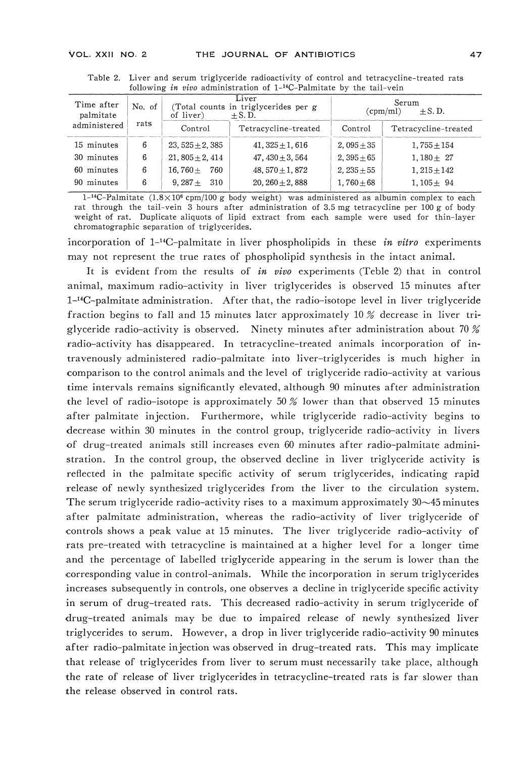Table 2. Liver and serum triglyceride radioactivity of control and tetracycline-treated rats following *in vivo* administration of 1-$^{14}$C-Palmitate by the tail-vein

| Time after palmitate administered | No. of rats | Liver (Total counts in triglycerides per g of liver) ±S. D. | | Serum (cpm/ml) ±S. D. | |
|---|---|---|---|---|---|
| | | Control | Tetracycline-treated | Control | Tetracycline-treated |
| 15 minutes | 6 | 23, 525±2, 385 | 41, 325±1, 616 | 2, 095±35 | 1, 755±154 |
| 30 minutes | 6 | 21, 805±2, 414 | 47, 430±3, 564 | 2, 395±65 | 1, 180± 27 |
| 60 minutes | 6 | 16, 760± 760 | 48, 570±1, 872 | 2, 235±55 | 1, 215±142 |
| 90 minutes | 6 | 9, 287± 310 | 20, 260±2, 888 | 1, 760±68 | 1, 105± 94 |

1-$^{14}$C-Palmitate ($1.8 \times 10^{6}$ cpm/100 g body weight) was administered as albumin complex to each rat through the tail-vein 3 hours after administration of 3.5 mg tetracycline per 100 g of body weight of rat. Duplicate aliquots of lipid extract from each sample were used for thin-layer chromatographic separation of triglycerides.

incorporation of 1-$^{14}$C-palmitate in liver phospholipids in these *in vitro* experiments may not represent the true rates of phospholipid synthesis in the intact animal.

It is evident from the results of *in vivo* experiments (Teble 2) that in control animal, maximum radio-activity in liver triglycerides is observed 15 minutes after 1-$^{14}$C-palmitate administration. After that, the radio-isotope level in liver triglyceride fraction begins to fall and 15 minutes later approximately 10 % decrease in liver triglyceride radio-activity is observed. Ninety minutes after administration about 70 % radio-activity has disappeared. In tetracycline-treated animals incorporation of intravenously administered radio-palmitate into liver-triglycerides is much higher in comparison to the control animals and the level of triglyceride radio-activity at various time intervals remains significantly elevated, although 90 minutes after administration the level of radio-isotope is approximately 50 % lower than that observed 15 minutes after palmitate injection. Furthermore, while triglyceride radio-activity begins to decrease within 30 minutes in the control group, triglyceride radio-activity in livers of drug-treated animals still increases even 60 minutes after radio-palmitate administration. In the control group, the observed decline in liver triglyceride activity is reflected in the palmitate specific activity of serum triglycerides, indicating rapid release of newly synthesized triglycerides from the liver to the circulation system. The serum triglyceride radio-activity rises to a maximum approximately 30~45 minutes after palmitate administration, whereas the radio-activity of liver triglyceride of controls shows a peak value at 15 minutes. The liver triglyceride radio-activity of rats pre-treated with tetracycline is maintained at a higher level for a longer time and the percentage of labelled triglyceride appearing in the serum is lower than the corresponding value in control-animals. While the incorporation in serum triglycerides increases subsequently in controls, one observes a decline in triglyceride specific activity in serum of drug-treated rats. This decreased radio-activity in serum triglyceride of drug-treated animals may be due to impaired release of newly synthesized liver triglycerides to serum. However, a drop in liver triglyceride radio-activity 90 minutes after radio-palmitate injection was observed in drug-treated rats. This may implicate that release of triglycerides from liver to serum must necessarily take place, although the rate of release of liver triglycerides in tetracycline-treated rats is far slower than the release observed in control rats.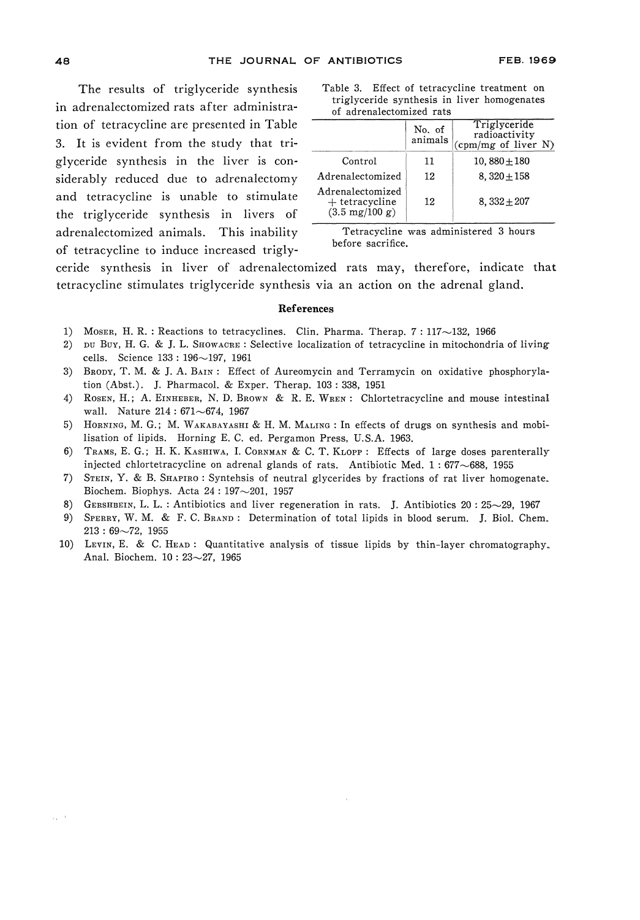The results of triglyceride synthesis in adrenalectomized rats after administration of tetracycline are presented in Table 3. It is evident from the study that triglyceride synthesis in the liver is considerably reduced due to adrenalectomy and tetracycline is unable to stimulate the triglyceride synthesis in livers of adrenalectomized animals. This inability of tetracycline to induce increased triglyceride synthesis in liver of adrenalectomized rats may, therefore, indicate that tetracycline stimulates triglyceride synthesis via an action on the adrenal gland.

Table 3. Effect of tetracycline treatment on triglyceride synthesis in liver homogenates of adrenalectomized rats

| | No. of animals | Triglyceride radioactivity (cpm/mg of liver N) |
|---|---|---|
| Control | 11 | 10,880±180 |
| Adrenalectomized | 12 | 8,320±158 |
| Adrenalectomized + tetracycline (3.5 mg/100 g) | 12 | 8,332±207 |

Tetracycline was administered 3 hours before sacrifice.

## References

1) MOSER, H. R. : Reactions to tetracyclines. Clin. Pharma. Therap. 7 : 117~132, 1966
2) DU BUY, H. G. & J. L. SHOWACRE : Selective localization of tetracycline in mitochondria of living cells. Science 133 : 196~197, 1961
3) BRODY, T. M. & J. A. BAIN : Effect of Aureomycin and Terramycin on oxidative phosphorylation (Abst.). J. Pharmacol. & Exper. Therap. 103 : 338, 1951
4) ROSEN, H.; A. EINHEBER, N. D. BROWN & R. E. WREN : Chlortetracycline and mouse intestinal wall. Nature 214 : 671~674, 1967
5) HORNING, M. G.; M. WAKABAYASHI & H. M. MALING : In effects of drugs on synthesis and mobilisation of lipids. Horning E. C. ed. Pergamon Press, U.S.A. 1963.
6) TRAMS, E. G.; H. K. KASHIWA, I. CORNMAN & C. T. KLOPP : Effects of large doses parenterally injected chlortetracycline on adrenal glands of rats. Antibiotic Med. 1 : 677~688, 1955
7) STEIN, Y. & B. SHAPIRO : Syntehsis of neutral glycerides by fractions of rat liver homogenate. Biochem. Biophys. Acta 24 : 197~201, 1957
8) GERSHBEIN, L. L. : Antibiotics and liver regeneration in rats. J. Antibiotics 20 : 25~29, 1967
9) SPERRY, W. M. & F. C. BRAND : Determination of total lipids in blood serum. J. Biol. Chem. 213 : 69~72, 1955
10) LEVIN, E. & C. HEAD : Quantitative analysis of tissue lipids by thin-layer chromatography. Anal. Biochem. 10 : 23~27, 1965